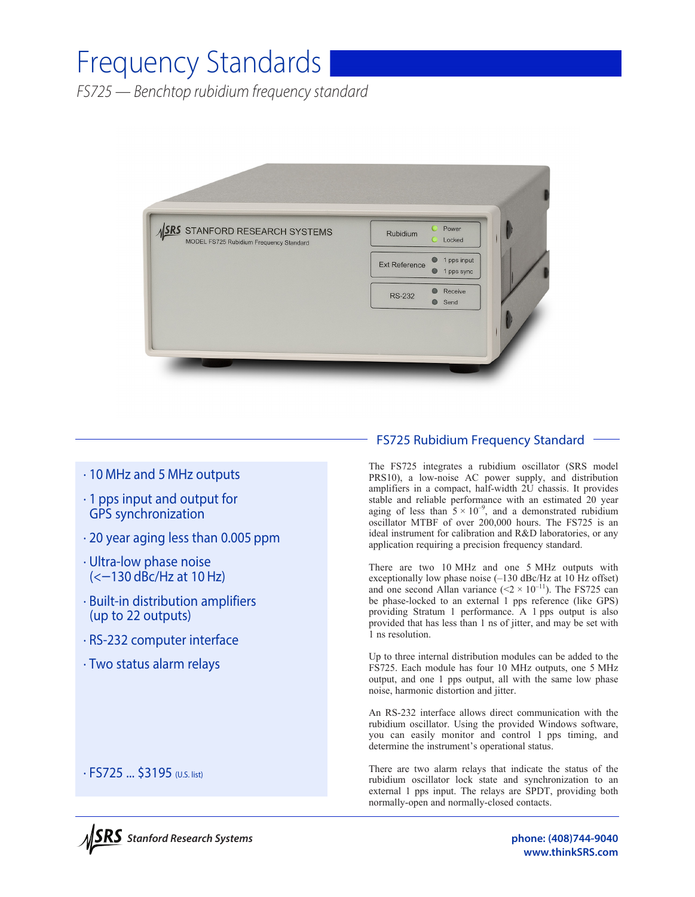# Frequency Standards

*FS725 — Benchtop rubidium frequency standard*

- 10 MHz and 5 MHz outputs
- 1 pps input and output for GPS synchronization
- 20 year aging less than 0.005 ppm
- Ultra-low phase noise (<−130 dBc/Hz at 10 Hz)
- Built-in distribution amplifiers (up to 22 outputs)
- RS-232 computer interface
- Two status alarm relays

- FS725 ... $3195 (U.S. list)

## FS725 Rubidium Frequency Standard

The FS725 integrates a rubidium oscillator (SRS model PRS10), a low-noise AC power supply, and distribution amplifiers in a compact, half-width 2U chassis. It provides stable and reliable performance with an estimated 20 year aging of less than $5 \times 10^{-9}$, and a demonstrated rubidium oscillator MTBF of over 200,000 hours. The FS725 is an ideal instrument for calibration and R&D laboratories, or any application requiring a precision frequency standard.

There are two 10 MHz and one 5 MHz outputs with exceptionally low phase noise (–130 dBc/Hz at 10 Hz offset) and one second Allan variance ($<2 \times 10^{-11}$). The FS725 can be phase-locked to an external 1 pps reference (like GPS) providing Stratum 1 performance. A 1 pps output is also provided that has less than 1 ns of jitter, and may be set with 1 ns resolution.

Up to three internal distribution modules can be added to the FS725. Each module has four 10 MHz outputs, one 5 MHz output, and one 1 pps output, all with the same low phase noise, harmonic distortion and jitter.

An RS-232 interface allows direct communication with the rubidium oscillator. Using the provided Windows software, you can easily monitor and control 1 pps timing, and determine the instrument's operational status.

There are two alarm relays that indicate the status of the rubidium oscillator lock state and synchronization to an external 1 pps input. The relays are SPDT, providing both normally-open and normally-closed contacts.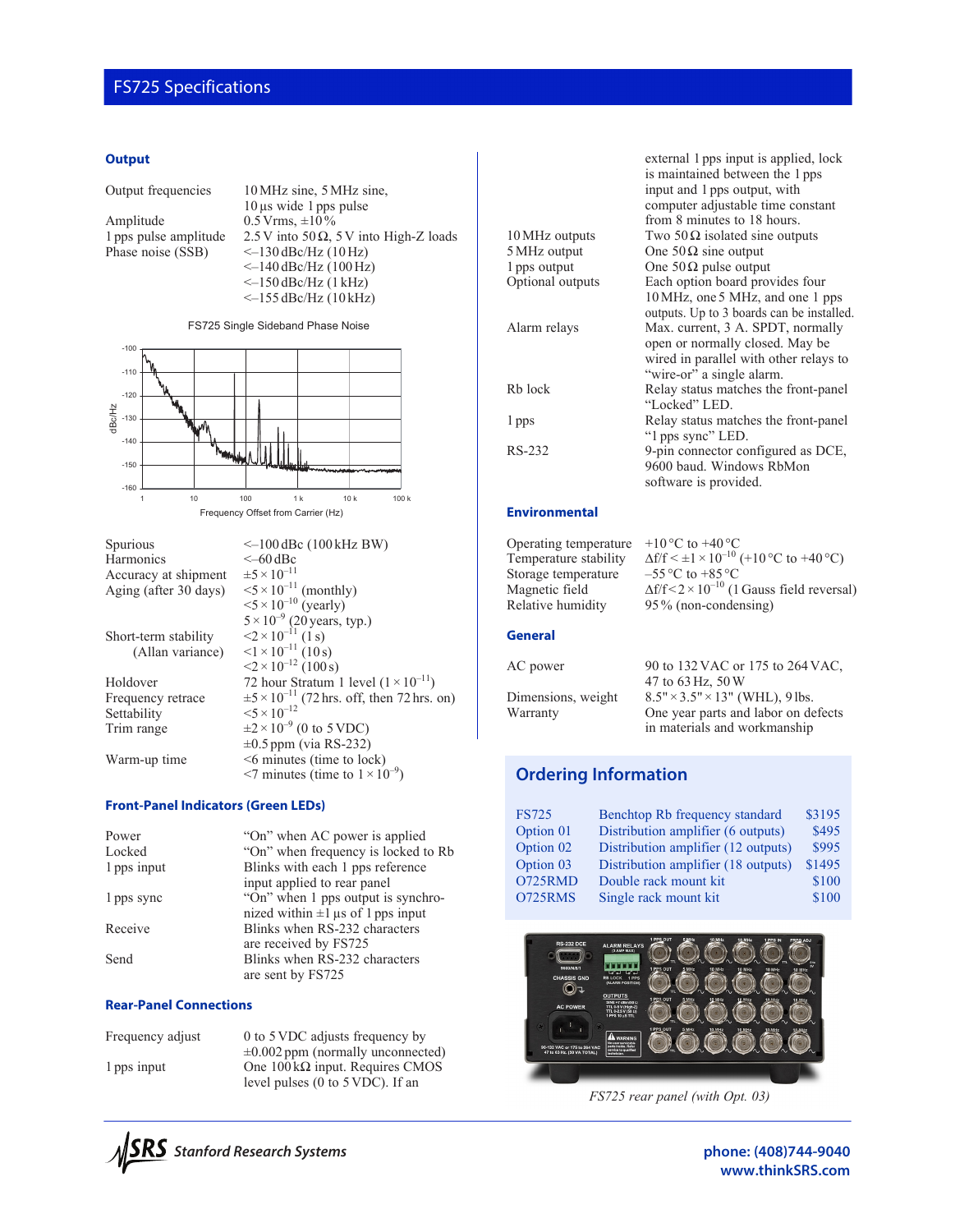# FS725 Specifications

### Output

| | |
|---|---|
| Output frequencies | 10 MHz sine, 5 MHz sine, 10 µs wide 1 pps pulse |
| Amplitude | 0.5 Vrms, ±10 % |
| 1 pps pulse amplitude | 2.5 V into 50 Ω, 5 V into High-Z loads |
| Phase noise (SSB) | <–130 dBc/Hz (10 Hz) |
| | <–140 dBc/Hz (100 Hz) |
| | <–150 dBc/Hz (1 kHz) |
| | <–155 dBc/Hz (10 kHz) |

FS725 Single Sideband Phase Noise

dBc/Hz

-100
-110
-120
-130
-140
-150
-160

1
10
100
1 k
10 k
100 k

Frequency Offset from Carrier (Hz)

| | |
|---|---|
| Spurious | <–100 dBc (100 kHz BW) |
| Harmonics | <–60 dBc |
| Accuracy at shipment | $\pm5\times10^{-11}$ |
| Aging (after 30 days) | $<5\times10^{-11}$ (monthly) |
| | $<5\times10^{-10}$ (yearly) |
| | $5\times10^{-9}$ (20 years, typ.) |
| Short-term stability (Allan variance) | $<2\times10^{-11}$ (1 s) |
| | $<1\times10^{-11}$ (10 s) |
| | $<2\times10^{-12}$ (100 s) |
| Holdover | 72 hour Stratum 1 level ($1\times10^{-11}$) |
| Frequency retrace | $\pm5\times10^{-11}$ (72 hrs. off, then 72 hrs. on) |
| Settability | $<5\times10^{-12}$ |
| Trim range | $\pm2\times10^{-9}$ (0 to 5 VDC) |
| | ±0.5 ppm (via RS-232) |
| Warm-up time | <6 minutes (time to lock) |
| | <7 minutes (time to $1\times10^{-9}$) |

### Front-Panel Indicators (Green LEDs)

| | |
|---|---|
| Power | "On" when AC power is applied |
| Locked | "On" when frequency is locked to Rb |
| 1 pps input | Blinks with each 1 pps reference input applied to rear panel |
| 1 pps sync | "On" when 1 pps output is synchronized within ±1 µs of 1 pps input |
| Receive | Blinks when RS-232 characters are received by FS725 |
| Send | Blinks when RS-232 characters are sent by FS725 |

### Rear-Panel Connections

| | |
|---|---|
| Frequency adjust | 0 to 5 VDC adjusts frequency by ±0.002 ppm (normally unconnected) |
| 1 pps input | One 100 kΩ input. Requires CMOS level pulses (0 to 5 VDC). If an external 1 pps input is applied, lock is maintained between the 1 pps input and 1 pps output, with computer adjustable time constant from 8 minutes to 18 hours. |
| 10 MHz outputs | Two 50 Ω isolated sine outputs |
| 5 MHz output | One 50 Ω sine output |
| 1 pps output | One 50 Ω pulse output |
| Optional outputs | Each option board provides four 10 MHz, one 5 MHz, and one 1 pps outputs. Up to 3 boards can be installed. |
| Alarm relays | Max. current, 3 A. SPDT, normally open or normally closed. May be wired in parallel with other relays to "wire-or" a single alarm. |
| Rb lock | Relay status matches the front-panel "Locked" LED. |
| 1 pps | Relay status matches the front-panel "1 pps sync" LED. |
| RS-232 | 9-pin connector configured as DCE, 9600 baud. Windows RbMon software is provided. |

### Environmental

| | |
|---|---|
| Operating temperature | +10 °C to +40 °C |
| Temperature stability | $\Delta f/f < \pm1\times10^{-10}$ (+10 °C to +40 °C) |
| Storage temperature | –55 °C to +85 °C |
| Magnetic field | $\Delta f/f < 2\times10^{-10}$ (1 Gauss field reversal) |
| Relative humidity | 95 % (non-condensing) |

### General

| | |
|---|---|
| AC power | 90 to 132 VAC or 175 to 264 VAC, 47 to 63 Hz, 50 W |
| Dimensions, weight | 8.5" × 3.5" × 13" (WHL), 9 lbs. |
| Warranty | One year parts and labor on defects in materials and workmanship |

## Ordering Information

| | | |
|---|---|---|
| FS725 | Benchtop Rb frequency standard | $3195 |
| Option 01 | Distribution amplifier (6 outputs) | $495 |
| Option 02 | Distribution amplifier (12 outputs) | $995 |
| Option 03 | Distribution amplifier (18 outputs) | $1495 |
| O725RMD | Double rack mount kit | $100 |
| O725RMS | Single rack mount kit | $100 |

*FS725 rear panel (with Opt. 03)*

Stanford Research Systems

phone: (408)744-9040
www.thinkSRS.com